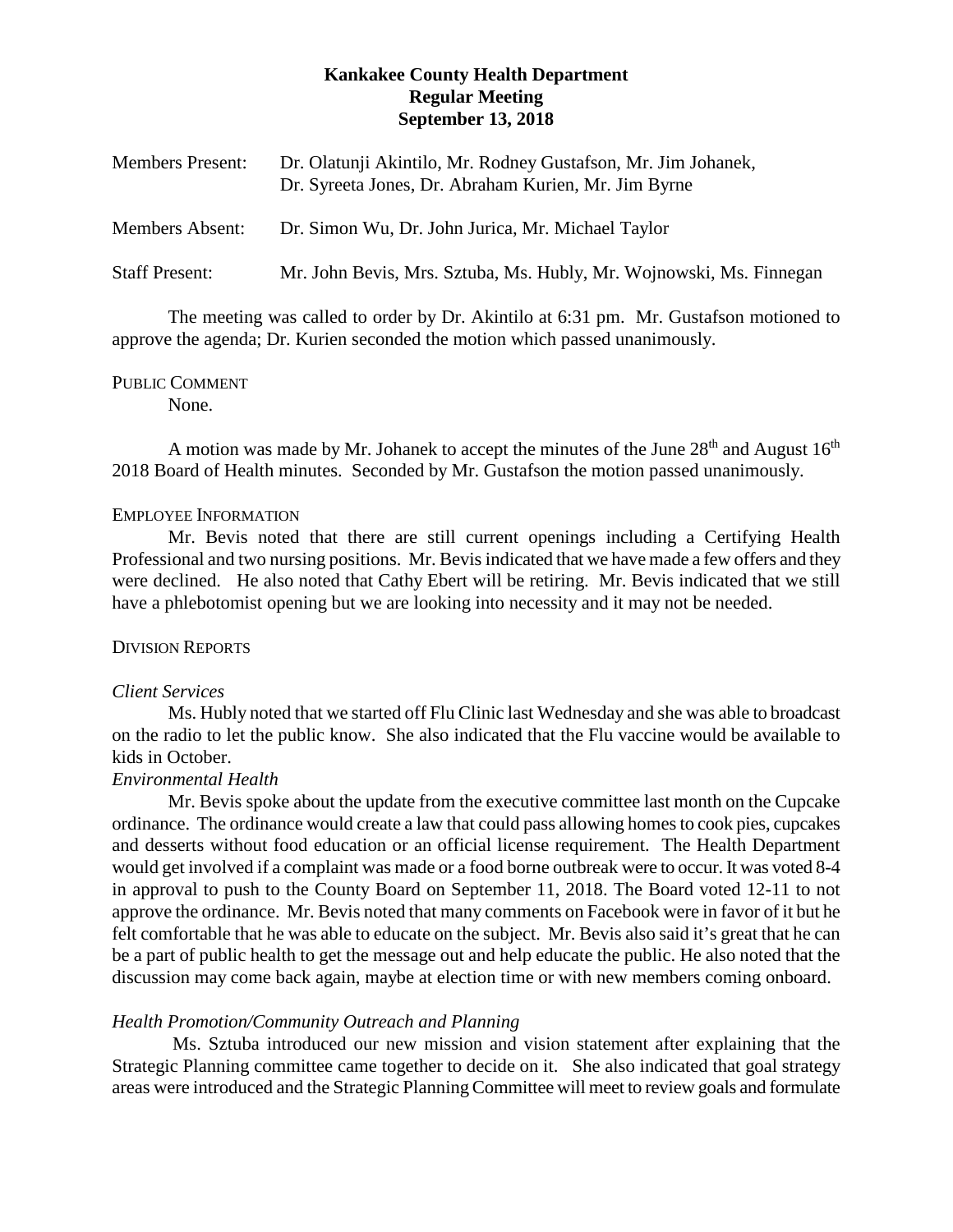**Kankakee County Health Department**
**Regular Meeting**
**September 13, 2018**

| | |
|---|---|
| Members Present: | Dr. Olatunji Akintilo, Mr. Rodney Gustafson, Mr. Jim Johanek, Dr. Syreeta Jones, Dr. Abraham Kurien, Mr. Jim Byrne |
| Members Absent: | Dr. Simon Wu, Dr. John Jurica, Mr. Michael Taylor |
| Staff Present: | Mr. John Bevis, Mrs. Sztuba, Ms. Hubly, Mr. Wojnowski, Ms. Finnegan |

The meeting was called to order by Dr. Akintilo at 6:31 pm. Mr. Gustafson motioned to approve the agenda; Dr. Kurien seconded the motion which passed unanimously.

PUBLIC COMMENT

None.

A motion was made by Mr. Johanek to accept the minutes of the June 28th and August 16th 2018 Board of Health minutes. Seconded by Mr. Gustafson the motion passed unanimously.

EMPLOYEE INFORMATION

Mr. Bevis noted that there are still current openings including a Certifying Health Professional and two nursing positions. Mr. Bevis indicated that we have made a few offers and they were declined. He also noted that Cathy Ebert will be retiring. Mr. Bevis indicated that we still have a phlebotomist opening but we are looking into necessity and it may not be needed.

DIVISION REPORTS

*Client Services*

Ms. Hubly noted that we started off Flu Clinic last Wednesday and she was able to broadcast on the radio to let the public know. She also indicated that the Flu vaccine would be available to kids in October.

*Environmental Health*

Mr. Bevis spoke about the update from the executive committee last month on the Cupcake ordinance. The ordinance would create a law that could pass allowing homes to cook pies, cupcakes and desserts without food education or an official license requirement. The Health Department would get involved if a complaint was made or a food borne outbreak were to occur. It was voted 8-4 in approval to push to the County Board on September 11, 2018. The Board voted 12-11 to not approve the ordinance. Mr. Bevis noted that many comments on Facebook were in favor of it but he felt comfortable that he was able to educate on the subject. Mr. Bevis also said it's great that he can be a part of public health to get the message out and help educate the public. He also noted that the discussion may come back again, maybe at election time or with new members coming onboard.

*Health Promotion/Community Outreach and Planning*

Ms. Sztuba introduced our new mission and vision statement after explaining that the Strategic Planning committee came together to decide on it. She also indicated that goal strategy areas were introduced and the Strategic Planning Committee will meet to review goals and formulate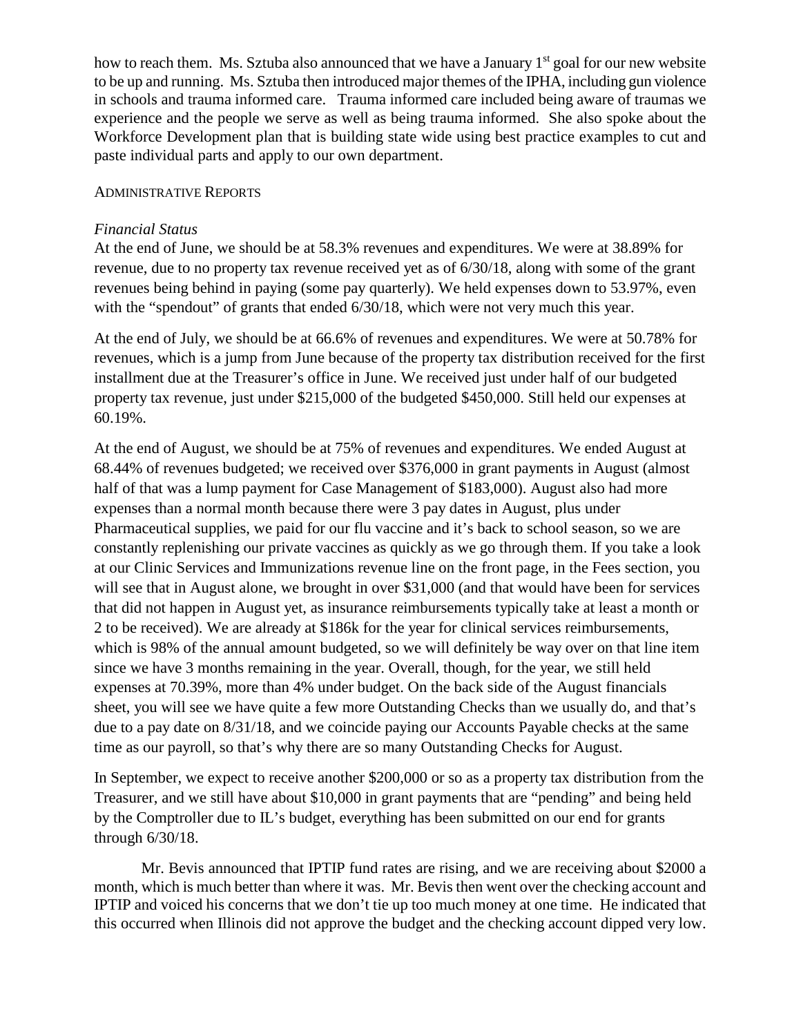how to reach them. Ms. Sztuba also announced that we have a January 1st goal for our new website to be up and running. Ms. Sztuba then introduced major themes of the IPHA, including gun violence in schools and trauma informed care. Trauma informed care included being aware of traumas we experience and the people we serve as well as being trauma informed. She also spoke about the Workforce Development plan that is building state wide using best practice examples to cut and paste individual parts and apply to our own department.

ADMINISTRATIVE REPORTS

*Financial Status*

At the end of June, we should be at 58.3% revenues and expenditures. We were at 38.89% for revenue, due to no property tax revenue received yet as of 6/30/18, along with some of the grant revenues being behind in paying (some pay quarterly). We held expenses down to 53.97%, even with the "spendout" of grants that ended 6/30/18, which were not very much this year.

At the end of July, we should be at 66.6% of revenues and expenditures. We were at 50.78% for revenues, which is a jump from June because of the property tax distribution received for the first installment due at the Treasurer's office in June. We received just under half of our budgeted property tax revenue, just under $215,000 of the budgeted $450,000. Still held our expenses at 60.19%.

At the end of August, we should be at 75% of revenues and expenditures. We ended August at 68.44% of revenues budgeted; we received over $376,000 in grant payments in August (almost half of that was a lump payment for Case Management of $183,000). August also had more expenses than a normal month because there were 3 pay dates in August, plus under Pharmaceutical supplies, we paid for our flu vaccine and it's back to school season, so we are constantly replenishing our private vaccines as quickly as we go through them. If you take a look at our Clinic Services and Immunizations revenue line on the front page, in the Fees section, you will see that in August alone, we brought in over $31,000 (and that would have been for services that did not happen in August yet, as insurance reimbursements typically take at least a month or 2 to be received). We are already at $186k for the year for clinical services reimbursements, which is 98% of the annual amount budgeted, so we will definitely be way over on that line item since we have 3 months remaining in the year. Overall, though, for the year, we still held expenses at 70.39%, more than 4% under budget. On the back side of the August financials sheet, you will see we have quite a few more Outstanding Checks than we usually do, and that's due to a pay date on 8/31/18, and we coincide paying our Accounts Payable checks at the same time as our payroll, so that's why there are so many Outstanding Checks for August.

In September, we expect to receive another $200,000 or so as a property tax distribution from the Treasurer, and we still have about $10,000 in grant payments that are "pending" and being held by the Comptroller due to IL's budget, everything has been submitted on our end for grants through 6/30/18.

Mr. Bevis announced that IPTIP fund rates are rising, and we are receiving about $2000 a month, which is much better than where it was. Mr. Bevis then went over the checking account and IPTIP and voiced his concerns that we don't tie up too much money at one time. He indicated that this occurred when Illinois did not approve the budget and the checking account dipped very low.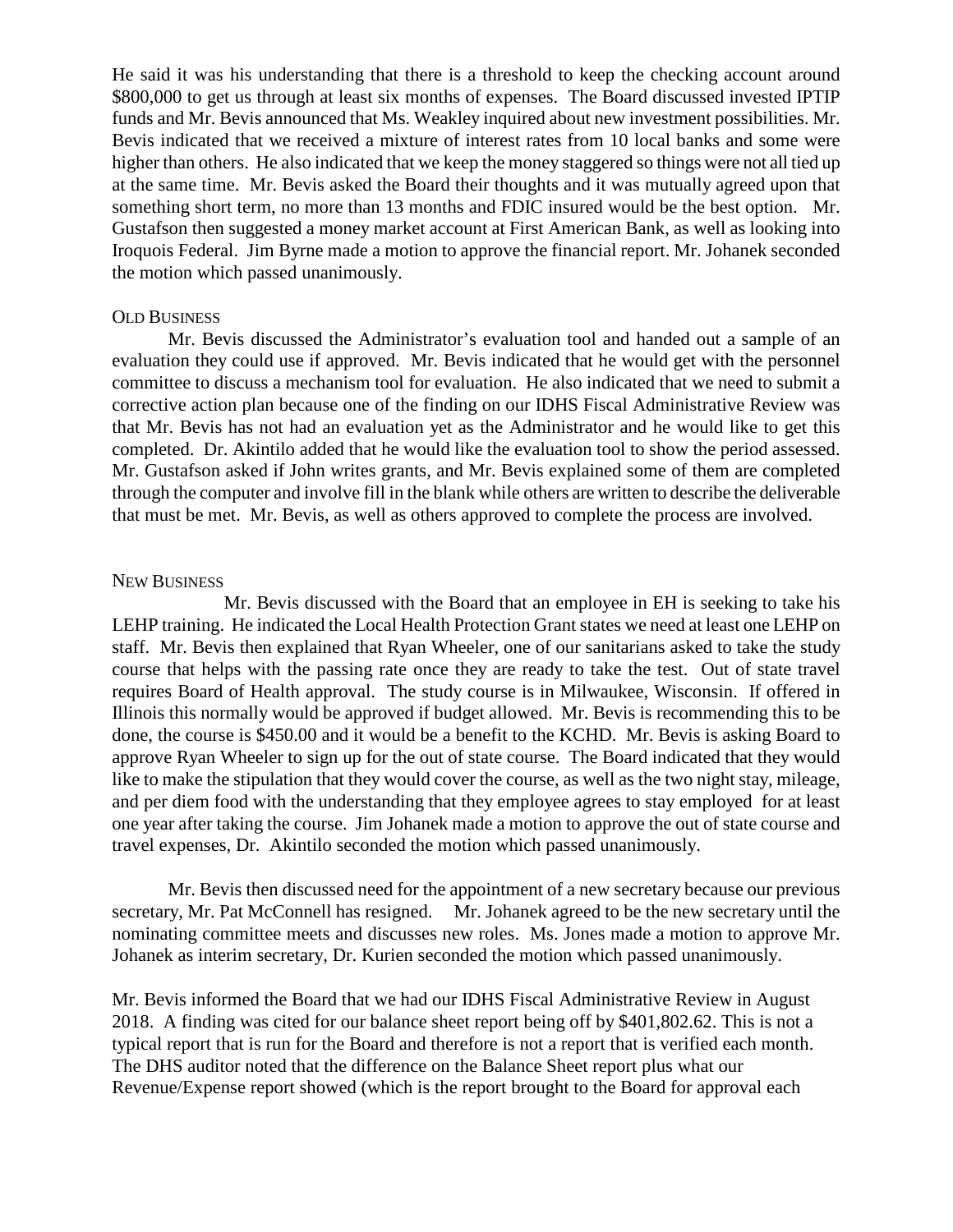He said it was his understanding that there is a threshold to keep the checking account around $800,000 to get us through at least six months of expenses. The Board discussed invested IPTIP funds and Mr. Bevis announced that Ms. Weakley inquired about new investment possibilities. Mr. Bevis indicated that we received a mixture of interest rates from 10 local banks and some were higher than others. He also indicated that we keep the money staggered so things were not all tied up at the same time. Mr. Bevis asked the Board their thoughts and it was mutually agreed upon that something short term, no more than 13 months and FDIC insured would be the best option. Mr. Gustafson then suggested a money market account at First American Bank, as well as looking into Iroquois Federal. Jim Byrne made a motion to approve the financial report. Mr. Johanek seconded the motion which passed unanimously.

OLD BUSINESS

Mr. Bevis discussed the Administrator's evaluation tool and handed out a sample of an evaluation they could use if approved. Mr. Bevis indicated that he would get with the personnel committee to discuss a mechanism tool for evaluation. He also indicated that we need to submit a corrective action plan because one of the finding on our IDHS Fiscal Administrative Review was that Mr. Bevis has not had an evaluation yet as the Administrator and he would like to get this completed. Dr. Akintilo added that he would like the evaluation tool to show the period assessed. Mr. Gustafson asked if John writes grants, and Mr. Bevis explained some of them are completed through the computer and involve fill in the blank while others are written to describe the deliverable that must be met. Mr. Bevis, as well as others approved to complete the process are involved.

NEW BUSINESS

Mr. Bevis discussed with the Board that an employee in EH is seeking to take his LEHP training. He indicated the Local Health Protection Grant states we need at least one LEHP on staff. Mr. Bevis then explained that Ryan Wheeler, one of our sanitarians asked to take the study course that helps with the passing rate once they are ready to take the test. Out of state travel requires Board of Health approval. The study course is in Milwaukee, Wisconsin. If offered in Illinois this normally would be approved if budget allowed. Mr. Bevis is recommending this to be done, the course is $450.00 and it would be a benefit to the KCHD. Mr. Bevis is asking Board to approve Ryan Wheeler to sign up for the out of state course. The Board indicated that they would like to make the stipulation that they would cover the course, as well as the two night stay, mileage, and per diem food with the understanding that they employee agrees to stay employed for at least one year after taking the course. Jim Johanek made a motion to approve the out of state course and travel expenses, Dr. Akintilo seconded the motion which passed unanimously.

Mr. Bevis then discussed need for the appointment of a new secretary because our previous secretary, Mr. Pat McConnell has resigned. Mr. Johanek agreed to be the new secretary until the nominating committee meets and discusses new roles. Ms. Jones made a motion to approve Mr. Johanek as interim secretary, Dr. Kurien seconded the motion which passed unanimously.

Mr. Bevis informed the Board that we had our IDHS Fiscal Administrative Review in August 2018. A finding was cited for our balance sheet report being off by $401,802.62. This is not a typical report that is run for the Board and therefore is not a report that is verified each month. The DHS auditor noted that the difference on the Balance Sheet report plus what our Revenue/Expense report showed (which is the report brought to the Board for approval each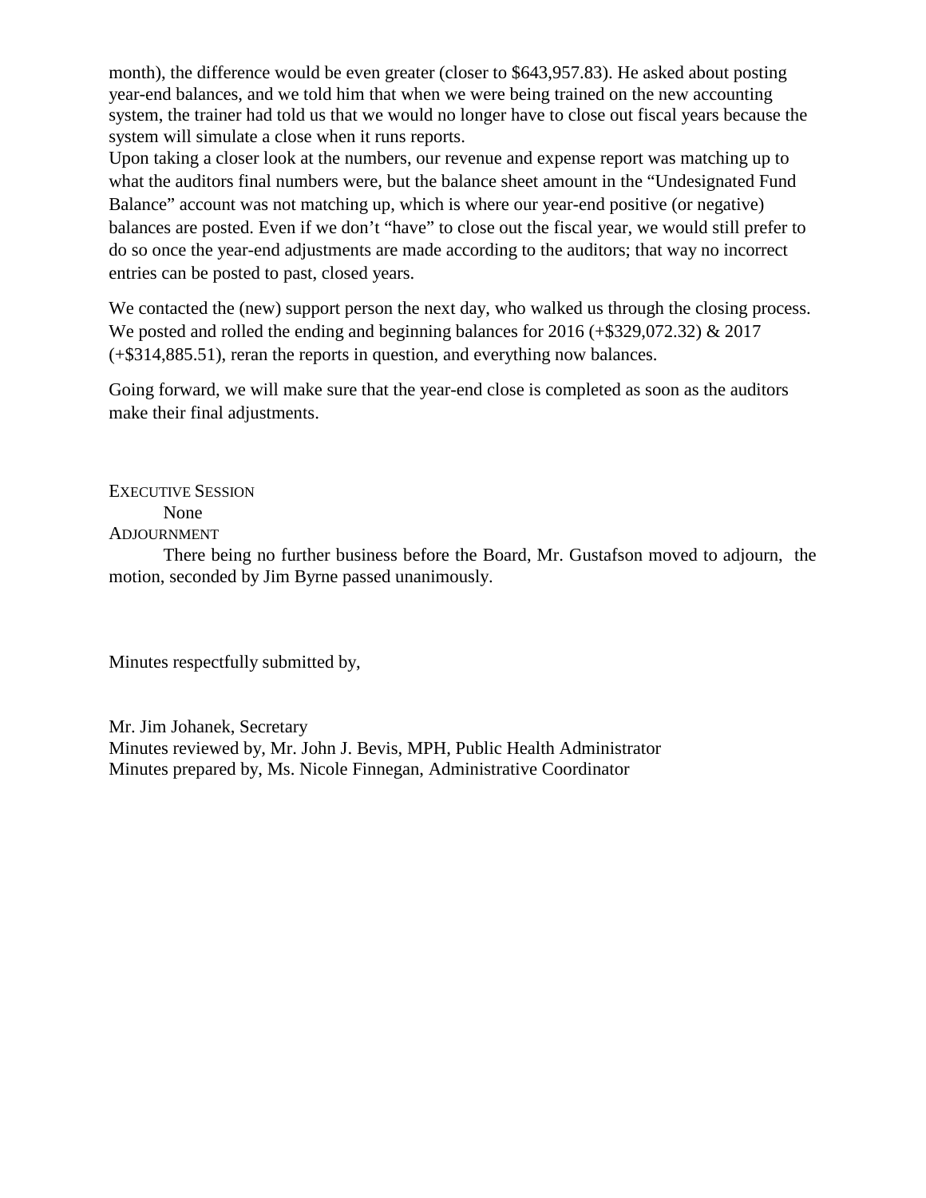month), the difference would be even greater (closer to $643,957.83). He asked about posting year-end balances, and we told him that when we were being trained on the new accounting system, the trainer had told us that we would no longer have to close out fiscal years because the system will simulate a close when it runs reports.
Upon taking a closer look at the numbers, our revenue and expense report was matching up to what the auditors final numbers were, but the balance sheet amount in the "Undesignated Fund Balance" account was not matching up, which is where our year-end positive (or negative) balances are posted. Even if we don't "have" to close out the fiscal year, we would still prefer to do so once the year-end adjustments are made according to the auditors; that way no incorrect entries can be posted to past, closed years.

We contacted the (new) support person the next day, who walked us through the closing process. We posted and rolled the ending and beginning balances for 2016 (+$329,072.32) & 2017 (+$314,885.51), reran the reports in question, and everything now balances.

Going forward, we will make sure that the year-end close is completed as soon as the auditors make their final adjustments.

## EXECUTIVE SESSION

None

## ADJOURNMENT

There being no further business before the Board, Mr. Gustafson moved to adjourn, the motion, seconded by Jim Byrne passed unanimously.

Minutes respectfully submitted by,

Mr. Jim Johanek, Secretary
Minutes reviewed by, Mr. John J. Bevis, MPH, Public Health Administrator
Minutes prepared by, Ms. Nicole Finnegan, Administrative Coordinator